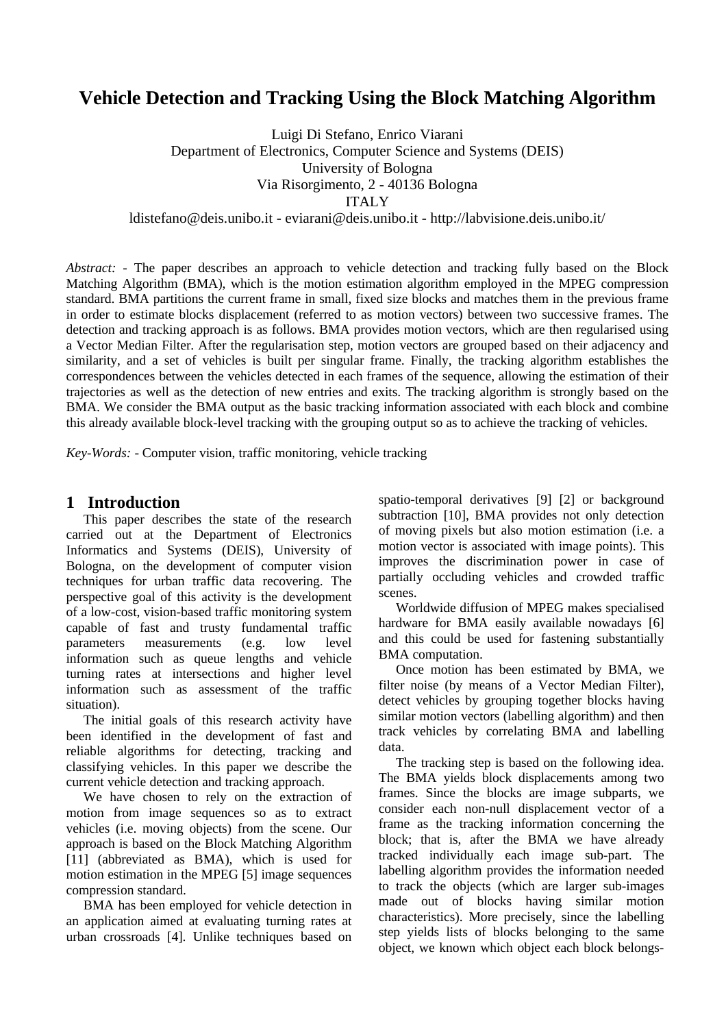# Vehicle Detection and Tracking Using the Block Matching Algorithm

Luigi Di Stefano, Enrico Viarani
Department of Electronics, Computer Science and Systems (DEIS)
University of Bologna
Via Risorgimento, 2 - 40136 Bologna
ITALY
ldistefano@deis.unibo.it - eviarani@deis.unibo.it - http://labvisione.deis.unibo.it/

*Abstract:* - The paper describes an approach to vehicle detection and tracking fully based on the Block Matching Algorithm (BMA), which is the motion estimation algorithm employed in the MPEG compression standard. BMA partitions the current frame in small, fixed size blocks and matches them in the previous frame in order to estimate blocks displacement (referred to as motion vectors) between two successive frames. The detection and tracking approach is as follows. BMA provides motion vectors, which are then regularised using a Vector Median Filter. After the regularisation step, motion vectors are grouped based on their adjacency and similarity, and a set of vehicles is built per singular frame. Finally, the tracking algorithm establishes the correspondences between the vehicles detected in each frames of the sequence, allowing the estimation of their trajectories as well as the detection of new entries and exits. The tracking algorithm is strongly based on the BMA. We consider the BMA output as the basic tracking information associated with each block and combine this already available block-level tracking with the grouping output so as to achieve the tracking of vehicles.

*Key-Words:* - Computer vision, traffic monitoring, vehicle tracking

## 1 Introduction

This paper describes the state of the research carried out at the Department of Electronics Informatics and Systems (DEIS), University of Bologna, on the development of computer vision techniques for urban traffic data recovering. The perspective goal of this activity is the development of a low-cost, vision-based traffic monitoring system capable of fast and trusty fundamental traffic parameters measurements (e.g. low level information such as queue lengths and vehicle turning rates at intersections and higher level information such as assessment of the traffic situation).

The initial goals of this research activity have been identified in the development of fast and reliable algorithms for detecting, tracking and classifying vehicles. In this paper we describe the current vehicle detection and tracking approach.

We have chosen to rely on the extraction of motion from image sequences so as to extract vehicles (i.e. moving objects) from the scene. Our approach is based on the Block Matching Algorithm [11] (abbreviated as BMA), which is used for motion estimation in the MPEG [5] image sequences compression standard.

BMA has been employed for vehicle detection in an application aimed at evaluating turning rates at urban crossroads [4]. Unlike techniques based on spatio-temporal derivatives [9] [2] or background subtraction [10], BMA provides not only detection of moving pixels but also motion estimation (i.e. a motion vector is associated with image points). This improves the discrimination power in case of partially occluding vehicles and crowded traffic scenes.

Worldwide diffusion of MPEG makes specialised hardware for BMA easily available nowadays [6] and this could be used for fastening substantially BMA computation.

Once motion has been estimated by BMA, we filter noise (by means of a Vector Median Filter), detect vehicles by grouping together blocks having similar motion vectors (labelling algorithm) and then track vehicles by correlating BMA and labelling data.

The tracking step is based on the following idea. The BMA yields block displacements among two frames. Since the blocks are image subparts, we consider each non-null displacement vector of a frame as the tracking information concerning the block; that is, after the BMA we have already tracked individually each image sub-part. The labelling algorithm provides the information needed to track the objects (which are larger sub-images made out of blocks having similar motion characteristics). More precisely, since the labelling step yields lists of blocks belonging to the same object, we known which object each block belongs-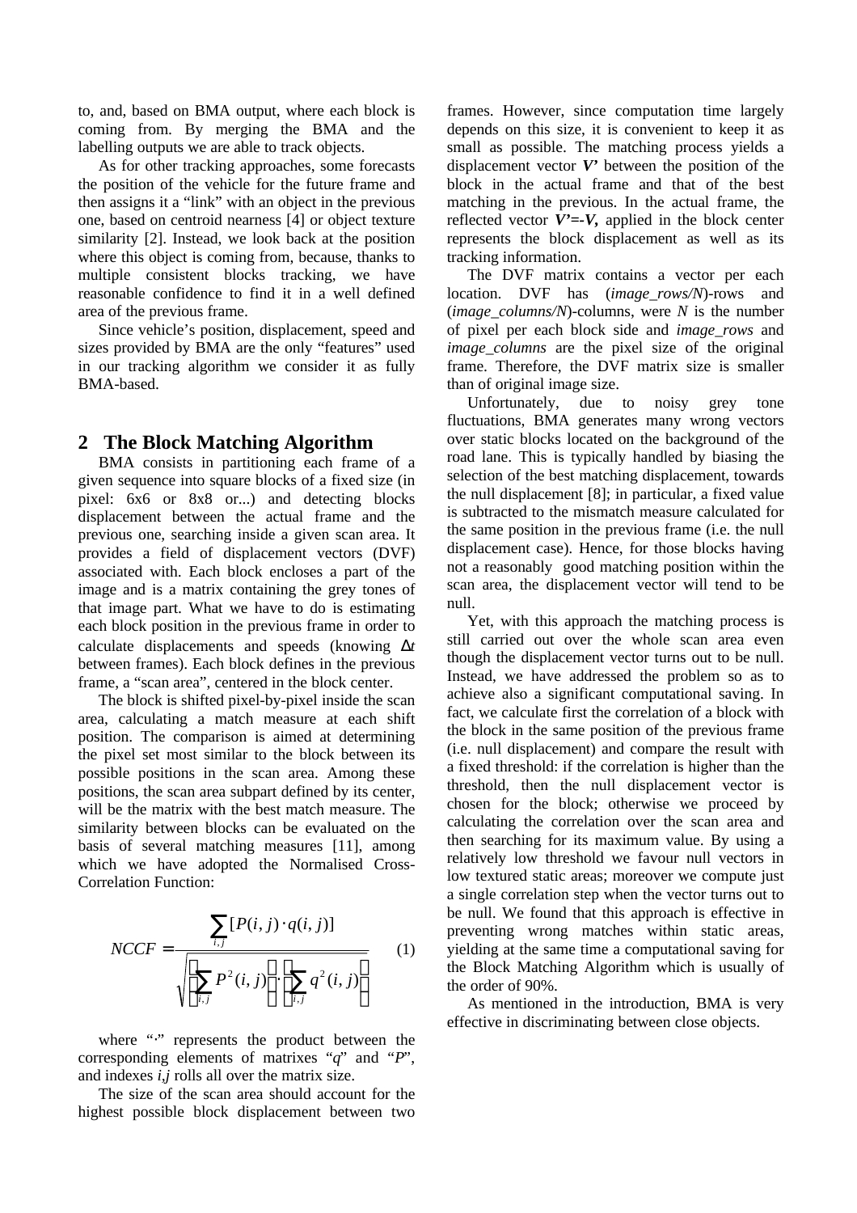to, and, based on BMA output, where each block is coming from. By merging the BMA and the labelling outputs we are able to track objects.

As for other tracking approaches, some forecasts the position of the vehicle for the future frame and then assigns it a "link" with an object in the previous one, based on centroid nearness [4] or object texture similarity [2]. Instead, we look back at the position where this object is coming from, because, thanks to multiple consistent blocks tracking, we have reasonable confidence to find it in a well defined area of the previous frame.

Since vehicle's position, displacement, speed and sizes provided by BMA are the only "features" used in our tracking algorithm we consider it as fully BMA-based.

## 2 The Block Matching Algorithm

BMA consists in partitioning each frame of a given sequence into square blocks of a fixed size (in pixel: 6x6 or 8x8 or...) and detecting blocks displacement between the actual frame and the previous one, searching inside a given scan area. It provides a field of displacement vectors (DVF) associated with. Each block encloses a part of the image and is a matrix containing the grey tones of that image part. What we have to do is estimating each block position in the previous frame in order to calculate displacements and speeds (knowing $\Delta t$ between frames). Each block defines in the previous frame, a "scan area", centered in the block center.

The block is shifted pixel-by-pixel inside the scan area, calculating a match measure at each shift position. The comparison is aimed at determining the pixel set most similar to the block between its possible positions in the scan area. Among these positions, the scan area subpart defined by its center, will be the matrix with the best match measure. The similarity between blocks can be evaluated on the basis of several matching measures [11], among which we have adopted the Normalised Cross-Correlation Function:

$$NCCF = \frac{\sum_{i,j} [P(i,j) \cdot q(i,j)]}{\sqrt{\left(\sum_{i,j} P^2(i,j)\right) \cdot \left(\sum_{i,j} q^2(i,j)\right)}} \quad (1)$$

where "·" represents the product between the corresponding elements of matrixes "*q*" and "*P*", and indexes *i,j* rolls all over the matrix size.

The size of the scan area should account for the highest possible block displacement between two frames. However, since computation time largely depends on this size, it is convenient to keep it as small as possible. The matching process yields a displacement vector ***V'*** between the position of the block in the actual frame and that of the best matching in the previous. In the actual frame, the reflected vector ***V''=-V,*** applied in the block center represents the block displacement as well as its tracking information.

The DVF matrix contains a vector per each location. DVF has (*image_rows/N*)-rows and (*image_columns/N*)-columns, were *N* is the number of pixel per each block side and *image_rows* and *image_columns* are the pixel size of the original frame. Therefore, the DVF matrix size is smaller than of original image size.

Unfortunately, due to noisy grey tone fluctuations, BMA generates many wrong vectors over static blocks located on the background of the road lane. This is typically handled by biasing the selection of the best matching displacement, towards the null displacement [8]; in particular, a fixed value is subtracted to the mismatch measure calculated for the same position in the previous frame (i.e. the null displacement case). Hence, for those blocks having not a reasonably good matching position within the scan area, the displacement vector will tend to be null.

Yet, with this approach the matching process is still carried out over the whole scan area even though the displacement vector turns out to be null. Instead, we have addressed the problem so as to achieve also a significant computational saving. In fact, we calculate first the correlation of a block with the block in the same position of the previous frame (i.e. null displacement) and compare the result with a fixed threshold: if the correlation is higher than the threshold, then the null displacement vector is chosen for the block; otherwise we proceed by calculating the correlation over the scan area and then searching for its maximum value. By using a relatively low threshold we favour null vectors in low textured static areas; moreover we compute just a single correlation step when the vector turns out to be null. We found that this approach is effective in preventing wrong matches within static areas, yielding at the same time a computational saving for the Block Matching Algorithm which is usually of the order of 90%.

As mentioned in the introduction, BMA is very effective in discriminating between close objects.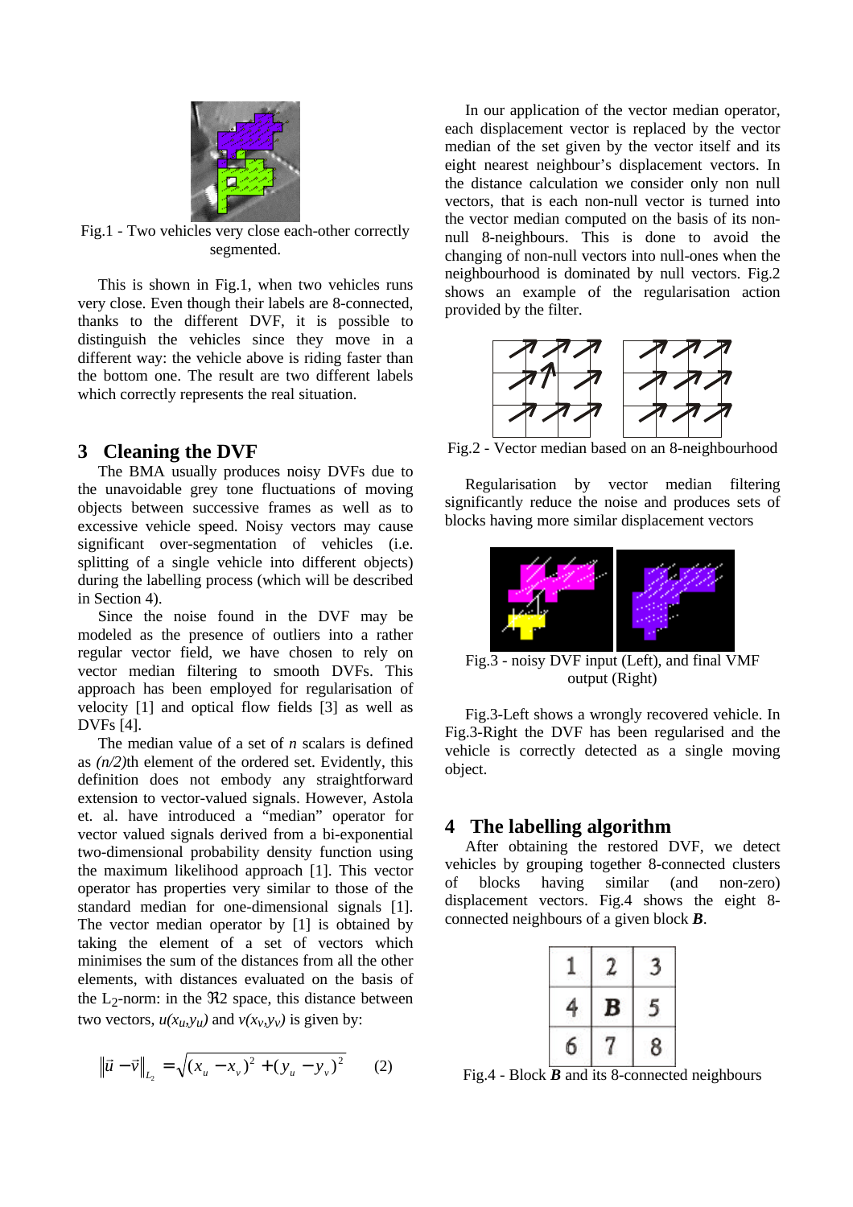Fig.1 - Two vehicles very close each-other correctly segmented.

This is shown in Fig.1, when two vehicles runs very close. Even though their labels are 8-connected, thanks to the different DVF, it is possible to distinguish the vehicles since they move in a different way: the vehicle above is riding faster than the bottom one. The result are two different labels which correctly represents the real situation.

## 3 Cleaning the DVF

The BMA usually produces noisy DVFs due to the unavoidable grey tone fluctuations of moving objects between successive frames as well as to excessive vehicle speed. Noisy vectors may cause significant over-segmentation of vehicles (i.e. splitting of a single vehicle into different objects) during the labelling process (which will be described in Section 4).

Since the noise found in the DVF may be modeled as the presence of outliers into a rather regular vector field, we have chosen to rely on vector median filtering to smooth DVFs. This approach has been employed for regularisation of velocity [1] and optical flow fields [3] as well as DVFs [4].

The median value of a set of $n$ scalars is defined as *(n/2)*th element of the ordered set. Evidently, this definition does not embody any straightforward extension to vector-valued signals. However, Astola et. al. have introduced a "median" operator for vector valued signals derived from a bi-exponential two-dimensional probability density function using the maximum likelihood approach [1]. This vector operator has properties very similar to those of the standard median for one-dimensional signals [1]. The vector median operator by [1] is obtained by taking the element of a set of vectors which minimises the sum of the distances from all the other elements, with distances evaluated on the basis of the $L_2$-norm: in the $\Re 2$ space, this distance between two vectors, $u(x_u,y_u)$ and $v(x_v,y_v)$ is given by:

$$\|\vec{u}-\vec{v}\|_{L_2} = \sqrt{(x_u - x_v)^2 + (y_u - y_v)^2} \qquad (2)$$

In our application of the vector median operator, each displacement vector is replaced by the vector median of the set given by the vector itself and its eight nearest neighbour's displacement vectors. In the distance calculation we consider only non null vectors, that is each non-null vector is turned into the vector median computed on the basis of its non-null 8-neighbours. This is done to avoid the changing of non-null vectors into null-ones when the neighbourhood is dominated by null vectors. Fig.2 shows an example of the regularisation action provided by the filter.

Fig.2 - Vector median based on an 8-neighbourhood

Regularisation by vector median filtering significantly reduce the noise and produces sets of blocks having more similar displacement vectors

Fig.3 - noisy DVF input (Left), and final VMF output (Right)

Fig.3-Left shows a wrongly recovered vehicle. In Fig.3-Right the DVF has been regularised and the vehicle is correctly detected as a single moving object.

## 4 The labelling algorithm

After obtaining the restored DVF, we detect vehicles by grouping together 8-connected clusters of blocks having similar (and non-zero) displacement vectors. Fig.4 shows the eight 8-connected neighbours of a given block ***B***.

| 1 | 2 | 3 |
|---|---|---|
| 4 | **B** | 5 |
| 6 | 7 | 8 |

Fig.4 - Block ***B*** and its 8-connected neighbours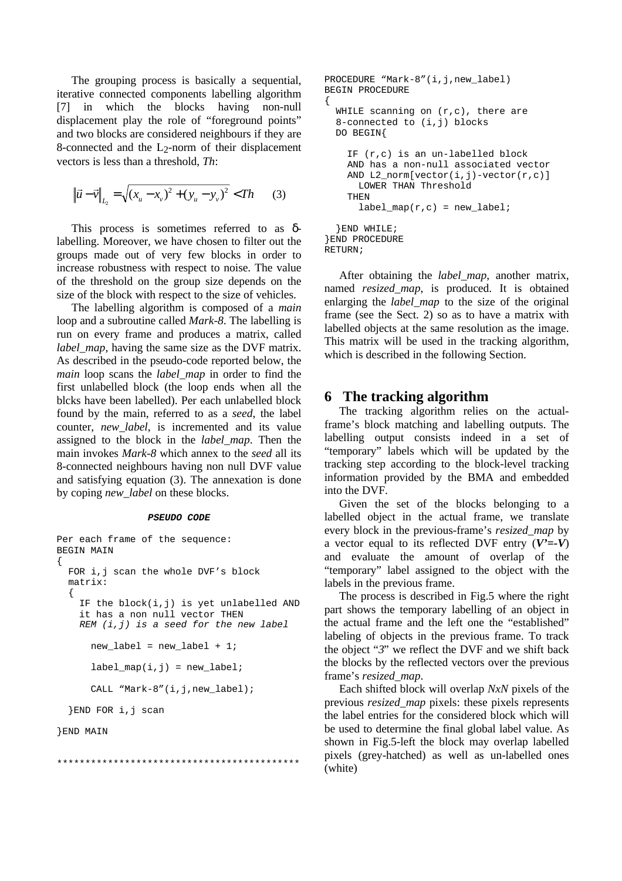The grouping process is basically a sequential, iterative connected components labelling algorithm [7] in which the blocks having non-null displacement play the role of "foreground points" and two blocks are considered neighbours if they are 8-connected and the $L_2$-norm of their displacement vectors is less than a threshold, *Th*:

$$\|\vec{u}-\vec{v}\|_{L_2} = \sqrt{(x_u - x_v)^2 + (y_u - y_v)^2} < Th \qquad (3)$$

This process is sometimes referred to as δ-labelling. Moreover, we have chosen to filter out the groups made out of very few blocks in order to increase robustness with respect to noise. The value of the threshold on the group size depends on the size of the block with respect to the size of vehicles.

The labelling algorithm is composed of a *main* loop and a subroutine called *Mark-8*. The labelling is run on every frame and produces a matrix, called *label_map*, having the same size as the DVF matrix. As described in the pseudo-code reported below, the *main* loop scans the *label_map* in order to find the first unlabelled block (the loop ends when all the blcks have been labelled). Per each unlabelled block found by the main, referred to as a *seed*, the label counter, *new_label*, is incremented and its value assigned to the block in the *label_map*. Then the main invokes *Mark-8* which annex to the *seed* all its 8-connected neighbours having non null DVF value and satisfying equation (3). The annexation is done by coping *new_label* on these blocks.

**PSEUDO CODE**

```
Per each frame of the sequence:
BEGIN MAIN
{
  FOR i,j scan the whole DVF's block
  matrix:
  {
    IF the block(i,j) is yet unlabelled AND
    it has a non null vector THEN
    REM (i,j) is a seed for the new label

      new_label = new_label + 1;

      label_map(i,j) = new_label;

      CALL "Mark-8"(i,j,new_label);

  }END FOR i,j scan

}END MAIN

*******************************************
```

```
PROCEDURE "Mark-8"(i,j,new_label)
BEGIN PROCEDURE
{
  WHILE scanning on (r,c), there are
  8-connected to (i,j) blocks
  DO BEGIN{

    IF (r,c) is an un-labelled block
    AND has a non-null associated vector
    AND L2_norm[vector(i,j)-vector(r,c)]
      LOWER THAN Threshold
    THEN
      label_map(r,c) = new_label;

  }END WHILE;
}END PROCEDURE
RETURN;
```

After obtaining the *label_map*, another matrix, named *resized_map*, is produced. It is obtained enlarging the *label_map* to the size of the original frame (see the Sect. 2) so as to have a matrix with labelled objects at the same resolution as the image. This matrix will be used in the tracking algorithm, which is described in the following Section.

## 6 The tracking algorithm

The tracking algorithm relies on the actual-frame's block matching and labelling outputs. The labelling output consists indeed in a set of "temporary" labels which will be updated by the tracking step according to the block-level tracking information provided by the BMA and embedded into the DVF.

Given the set of the blocks belonging to a labelled object in the actual frame, we translate every block in the previous-frame's *resized_map* by a vector equal to its reflected DVF entry (***V'=-V***) and evaluate the amount of overlap of the "temporary" label assigned to the object with the labels in the previous frame.

The process is described in Fig.5 where the right part shows the temporary labelling of an object in the actual frame and the left one the "established" labeling of objects in the previous frame. To track the object "*3*" we reflect the DVF and we shift back the blocks by the reflected vectors over the previous frame's *resized_map*.

Each shifted block will overlap *NxN* pixels of the previous *resized_map* pixels: these pixels represents the label entries for the considered block which will be used to determine the final global label value. As shown in Fig.5-left the block may overlap labelled pixels (grey-hatched) as well as un-labelled ones (white)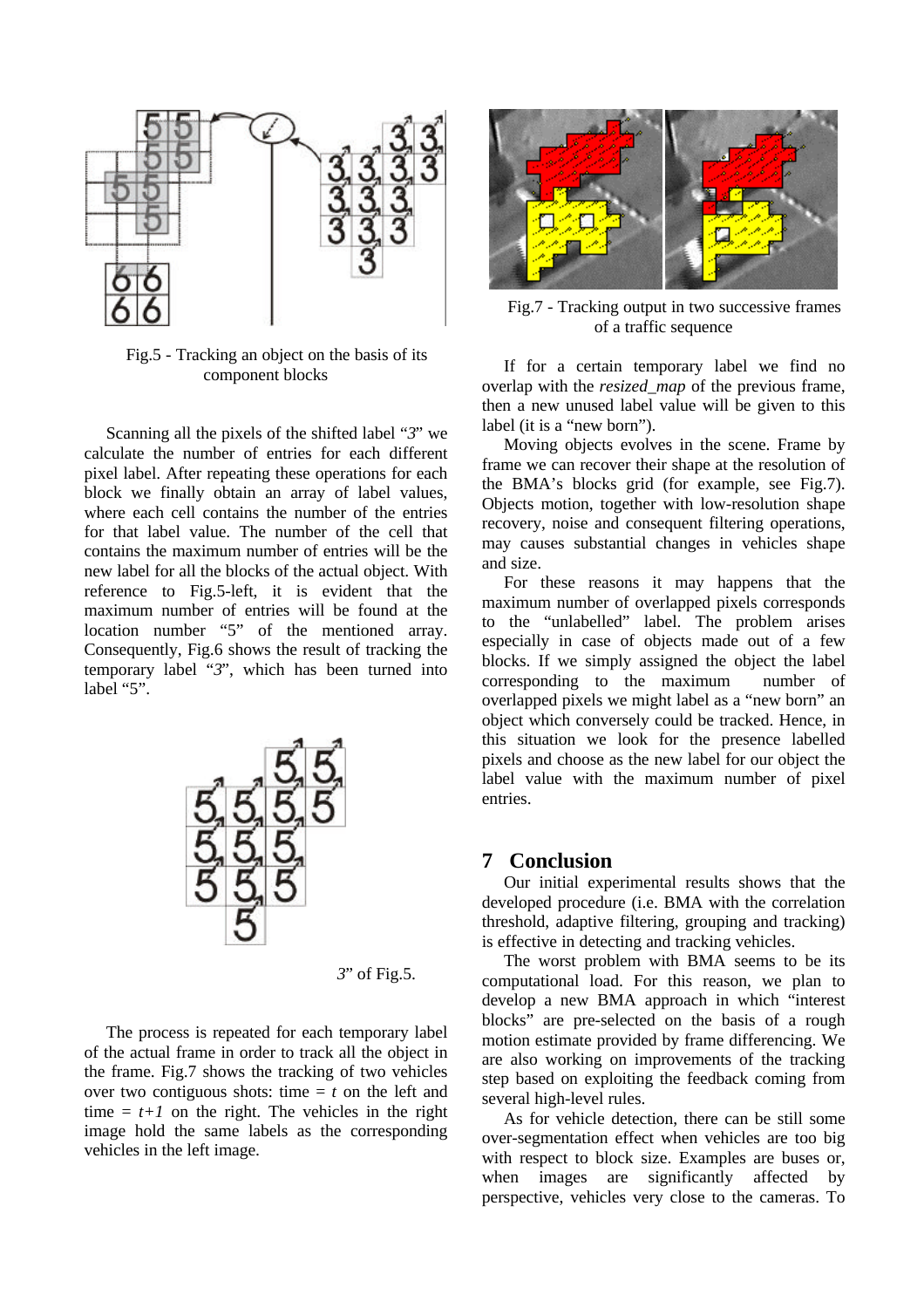Fig.5 - Tracking an object on the basis of its component blocks

Scanning all the pixels of the shifted label "*3*" we calculate the number of entries for each different pixel label. After repeating these operations for each block we finally obtain an array of label values, where each cell contains the number of the entries for that label value. The number of the cell that contains the maximum number of entries will be the new label for all the blocks of the actual object. With reference to Fig.5-left, it is evident that the maximum number of entries will be found at the location number "5" of the mentioned array. Consequently, Fig.6 shows the result of tracking the temporary label "*3*", which has been turned into label "5".

*3*" of Fig.5.

The process is repeated for each temporary label of the actual frame in order to track all the object in the frame. Fig.7 shows the tracking of two vehicles over two contiguous shots: time = *t* on the left and time = *t+1* on the right. The vehicles in the right image hold the same labels as the corresponding vehicles in the left image.

Fig.7 - Tracking output in two successive frames of a traffic sequence

If for a certain temporary label we find no overlap with the *resized_map* of the previous frame, then a new unused label value will be given to this label (it is a "new born").

Moving objects evolves in the scene. Frame by frame we can recover their shape at the resolution of the BMA's blocks grid (for example, see Fig.7). Objects motion, together with low-resolution shape recovery, noise and consequent filtering operations, may causes substantial changes in vehicles shape and size.

For these reasons it may happens that the maximum number of overlapped pixels corresponds to the "unlabelled" label. The problem arises especially in case of objects made out of a few blocks. If we simply assigned the object the label corresponding to the maximum number of overlapped pixels we might label as a "new born" an object which conversely could be tracked. Hence, in this situation we look for the presence labelled pixels and choose as the new label for our object the label value with the maximum number of pixel entries.

## 7 Conclusion

Our initial experimental results shows that the developed procedure (i.e. BMA with the correlation threshold, adaptive filtering, grouping and tracking) is effective in detecting and tracking vehicles.

The worst problem with BMA seems to be its computational load. For this reason, we plan to develop a new BMA approach in which "interest blocks" are pre-selected on the basis of a rough motion estimate provided by frame differencing. We are also working on improvements of the tracking step based on exploiting the feedback coming from several high-level rules.

As for vehicle detection, there can be still some over-segmentation effect when vehicles are too big with respect to block size. Examples are buses or, when images are significantly affected by perspective, vehicles very close to the cameras. To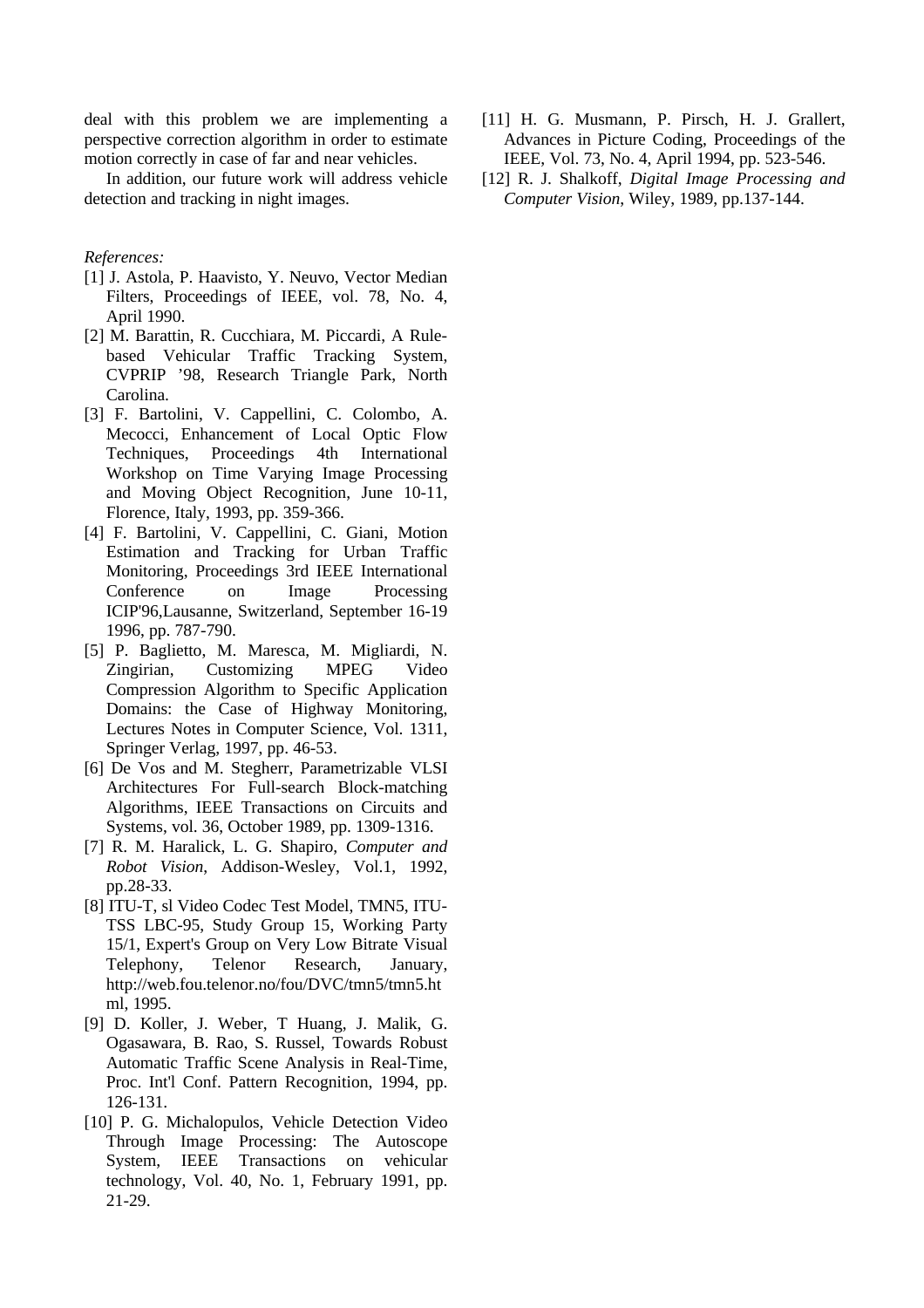deal with this problem we are implementing a perspective correction algorithm in order to estimate motion correctly in case of far and near vehicles.

In addition, our future work will address vehicle detection and tracking in night images.

*References:*

[1] J. Astola, P. Haavisto, Y. Neuvo, Vector Median Filters, Proceedings of IEEE, vol. 78, No. 4, April 1990.

[2] M. Barattin, R. Cucchiara, M. Piccardi, A Rule-based Vehicular Traffic Tracking System, CVPRIP '98, Research Triangle Park, North Carolina.

[3] F. Bartolini, V. Cappellini, C. Colombo, A. Mecocci, Enhancement of Local Optic Flow Techniques, Proceedings 4th International Workshop on Time Varying Image Processing and Moving Object Recognition, June 10-11, Florence, Italy, 1993, pp. 359-366.

[4] F. Bartolini, V. Cappellini, C. Giani, Motion Estimation and Tracking for Urban Traffic Monitoring, Proceedings 3rd IEEE International Conference on Image Processing ICIP'96,Lausanne, Switzerland, September 16-19 1996, pp. 787-790.

[5] P. Baglietto, M. Maresca, M. Migliardi, N. Zingirian, Customizing MPEG Video Compression Algorithm to Specific Application Domains: the Case of Highway Monitoring, Lectures Notes in Computer Science, Vol. 1311, Springer Verlag, 1997, pp. 46-53.

[6] De Vos and M. Stegherr, Parametrizable VLSI Architectures For Full-search Block-matching Algorithms, IEEE Transactions on Circuits and Systems, vol. 36, October 1989, pp. 1309-1316.

[7] R. M. Haralick, L. G. Shapiro, *Computer and Robot Vision*, Addison-Wesley, Vol.1, 1992, pp.28-33.

[8] ITU-T, sl Video Codec Test Model, TMN5, ITU-TSS LBC-95, Study Group 15, Working Party 15/1, Expert's Group on Very Low Bitrate Visual Telephony, Telenor Research, January, http://web.fou.telenor.no/fou/DVC/tmn5/tmn5.html, 1995.

[9] D. Koller, J. Weber, T Huang, J. Malik, G. Ogasawara, B. Rao, S. Russel, Towards Robust Automatic Traffic Scene Analysis in Real-Time, Proc. Int'l Conf. Pattern Recognition, 1994, pp. 126-131.

[10] P. G. Michalopulos, Vehicle Detection Video Through Image Processing: The Autoscope System, IEEE Transactions on vehicular technology, Vol. 40, No. 1, February 1991, pp. 21-29.

[11] H. G. Musmann, P. Pirsch, H. J. Grallert, Advances in Picture Coding, Proceedings of the IEEE, Vol. 73, No. 4, April 1994, pp. 523-546.

[12] R. J. Shalkoff, *Digital Image Processing and Computer Vision*, Wiley, 1989, pp.137-144.